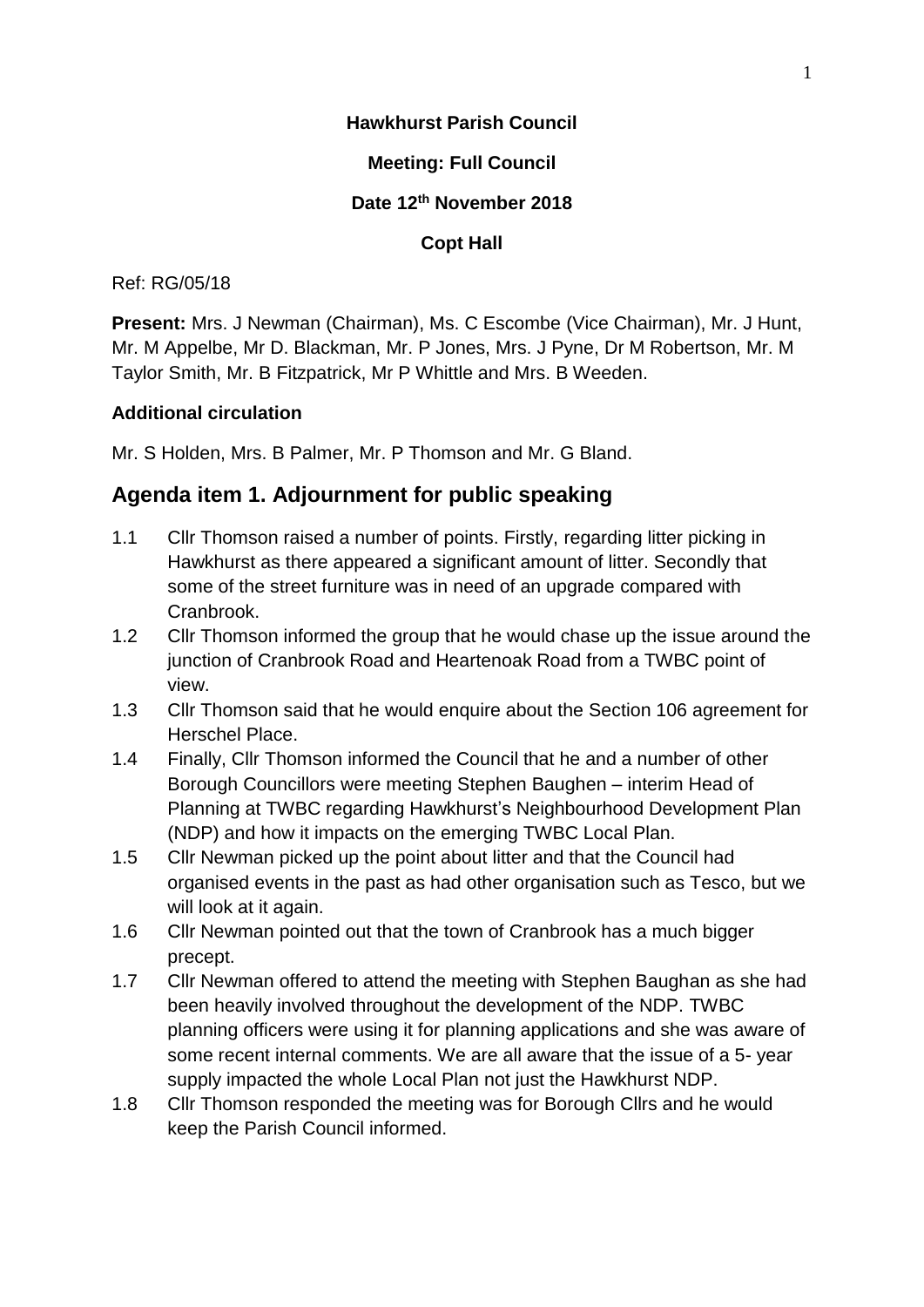**Hawkhurst Parish Council**

**Meeting: Full Council**

**Date 12th November 2018**

**Copt Hall**

Ref: RG/05/18

**Present:** Mrs. J Newman (Chairman), Ms. C Escombe (Vice Chairman), Mr. J Hunt, Mr. M Appelbe, Mr D. Blackman, Mr. P Jones, Mrs. J Pyne, Dr M Robertson, Mr. M Taylor Smith, Mr. B Fitzpatrick, Mr P Whittle and Mrs. B Weeden.

**Additional circulation**

Mr. S Holden, Mrs. B Palmer, Mr. P Thomson and Mr. G Bland.

## Agenda item 1. Adjournment for public speaking

1.1 Cllr Thomson raised a number of points. Firstly, regarding litter picking in Hawkhurst as there appeared a significant amount of litter. Secondly that some of the street furniture was in need of an upgrade compared with Cranbrook.

1.2 Cllr Thomson informed the group that he would chase up the issue around the junction of Cranbrook Road and Heartenoak Road from a TWBC point of view.

1.3 Cllr Thomson said that he would enquire about the Section 106 agreement for Herschel Place.

1.4 Finally, Cllr Thomson informed the Council that he and a number of other Borough Councillors were meeting Stephen Baughen – interim Head of Planning at TWBC regarding Hawkhurst's Neighbourhood Development Plan (NDP) and how it impacts on the emerging TWBC Local Plan.

1.5 Cllr Newman picked up the point about litter and that the Council had organised events in the past as had other organisation such as Tesco, but we will look at it again.

1.6 Cllr Newman pointed out that the town of Cranbrook has a much bigger precept.

1.7 Cllr Newman offered to attend the meeting with Stephen Baughan as she had been heavily involved throughout the development of the NDP. TWBC planning officers were using it for planning applications and she was aware of some recent internal comments. We are all aware that the issue of a 5- year supply impacted the whole Local Plan not just the Hawkhurst NDP.

1.8 Cllr Thomson responded the meeting was for Borough Cllrs and he would keep the Parish Council informed.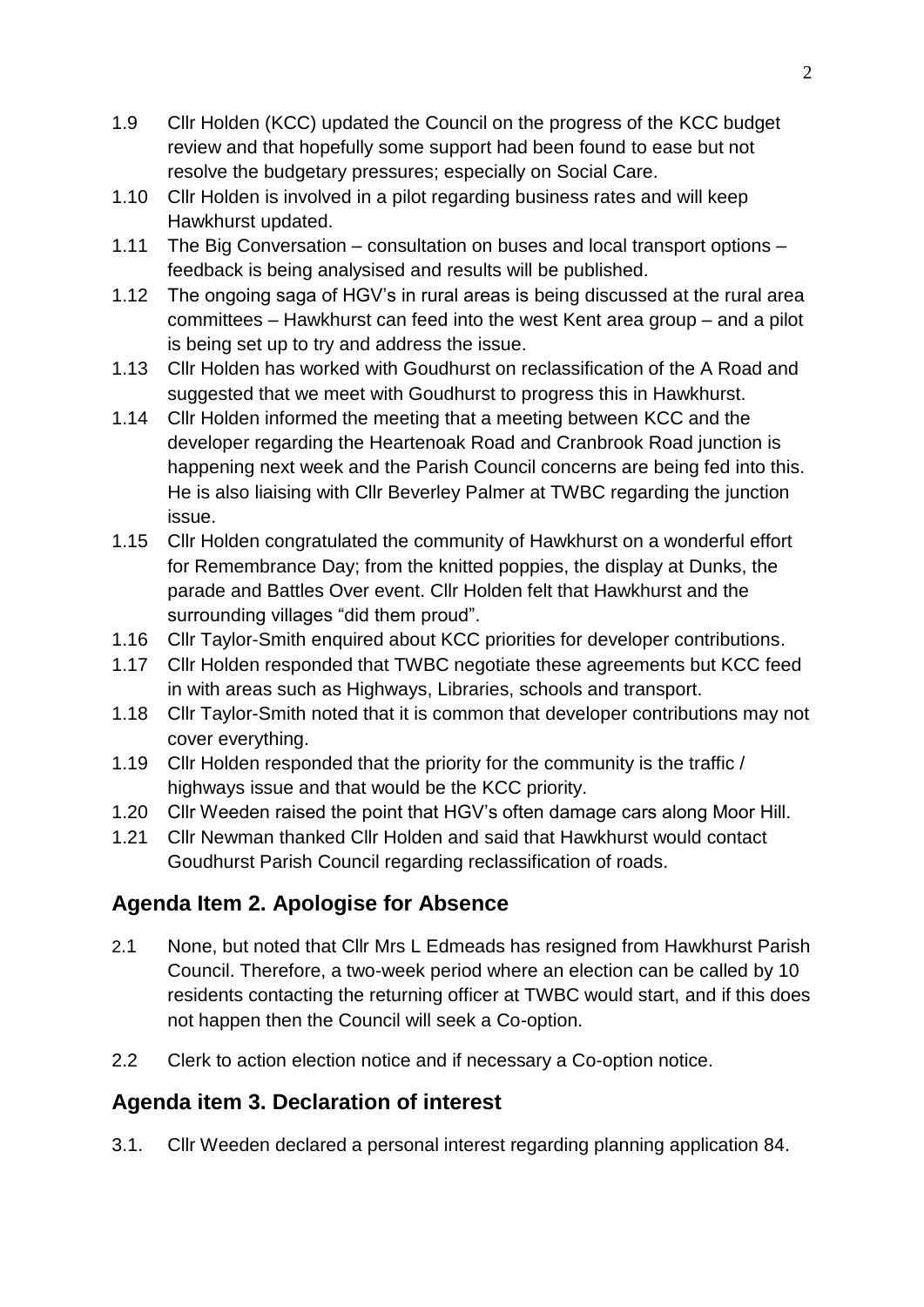1.9 Cllr Holden (KCC) updated the Council on the progress of the KCC budget review and that hopefully some support had been found to ease but not resolve the budgetary pressures; especially on Social Care.

1.10 Cllr Holden is involved in a pilot regarding business rates and will keep Hawkhurst updated.

1.11 The Big Conversation – consultation on buses and local transport options – feedback is being analysised and results will be published.

1.12 The ongoing saga of HGV's in rural areas is being discussed at the rural area committees – Hawkhurst can feed into the west Kent area group – and a pilot is being set up to try and address the issue.

1.13 Cllr Holden has worked with Goudhurst on reclassification of the A Road and suggested that we meet with Goudhurst to progress this in Hawkhurst.

1.14 Cllr Holden informed the meeting that a meeting between KCC and the developer regarding the Heartenoak Road and Cranbrook Road junction is happening next week and the Parish Council concerns are being fed into this. He is also liaising with Cllr Beverley Palmer at TWBC regarding the junction issue.

1.15 Cllr Holden congratulated the community of Hawkhurst on a wonderful effort for Remembrance Day; from the knitted poppies, the display at Dunks, the parade and Battles Over event. Cllr Holden felt that Hawkhurst and the surrounding villages "did them proud".

1.16 Cllr Taylor-Smith enquired about KCC priorities for developer contributions.

1.17 Cllr Holden responded that TWBC negotiate these agreements but KCC feed in with areas such as Highways, Libraries, schools and transport.

1.18 Cllr Taylor-Smith noted that it is common that developer contributions may not cover everything.

1.19 Cllr Holden responded that the priority for the community is the traffic / highways issue and that would be the KCC priority.

1.20 Cllr Weeden raised the point that HGV's often damage cars along Moor Hill.

1.21 Cllr Newman thanked Cllr Holden and said that Hawkhurst would contact Goudhurst Parish Council regarding reclassification of roads.

## Agenda Item 2. Apologise for Absence

2.1 None, but noted that Cllr Mrs L Edmeads has resigned from Hawkhurst Parish Council. Therefore, a two-week period where an election can be called by 10 residents contacting the returning officer at TWBC would start, and if this does not happen then the Council will seek a Co-option.

2.2 Clerk to action election notice and if necessary a Co-option notice.

## Agenda item 3. Declaration of interest

3.1. Cllr Weeden declared a personal interest regarding planning application 84.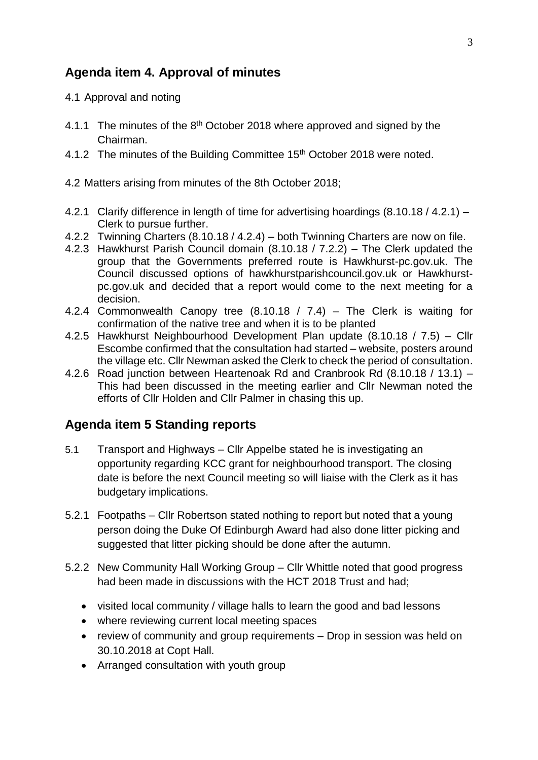## Agenda item 4. Approval of minutes

4.1 Approval and noting

4.1.1 The minutes of the 8th October 2018 where approved and signed by the Chairman.

4.1.2 The minutes of the Building Committee 15th October 2018 were noted.

4.2 Matters arising from minutes of the 8th October 2018;

4.2.1 Clarify difference in length of time for advertising hoardings (8.10.18 / 4.2.1) – Clerk to pursue further.

4.2.2 Twinning Charters (8.10.18 / 4.2.4) – both Twinning Charters are now on file.

4.2.3 Hawkhurst Parish Council domain (8.10.18 / 7.2.2) – The Clerk updated the group that the Governments preferred route is Hawkhurst-pc.gov.uk. The Council discussed options of hawkhurstparishcouncil.gov.uk or Hawkhurst-pc.gov.uk and decided that a report would come to the next meeting for a decision.

4.2.4 Commonwealth Canopy tree (8.10.18 / 7.4) – The Clerk is waiting for confirmation of the native tree and when it is to be planted

4.2.5 Hawkhurst Neighbourhood Development Plan update (8.10.18 / 7.5) – Cllr Escombe confirmed that the consultation had started – website, posters around the village etc. Cllr Newman asked the Clerk to check the period of consultation.

4.2.6 Road junction between Heartenoak Rd and Cranbrook Rd (8.10.18 / 13.1) – This had been discussed in the meeting earlier and Cllr Newman noted the efforts of Cllr Holden and Cllr Palmer in chasing this up.

## Agenda item 5 Standing reports

5.1 Transport and Highways – Cllr Appelbe stated he is investigating an opportunity regarding KCC grant for neighbourhood transport. The closing date is before the next Council meeting so will liaise with the Clerk as it has budgetary implications.

5.2.1 Footpaths – Cllr Robertson stated nothing to report but noted that a young person doing the Duke Of Edinburgh Award had also done litter picking and suggested that litter picking should be done after the autumn.

5.2.2 New Community Hall Working Group – Cllr Whittle noted that good progress had been made in discussions with the HCT 2018 Trust and had;

- visited local community / village halls to learn the good and bad lessons
- where reviewing current local meeting spaces
- review of community and group requirements – Drop in session was held on 30.10.2018 at Copt Hall.
- Arranged consultation with youth group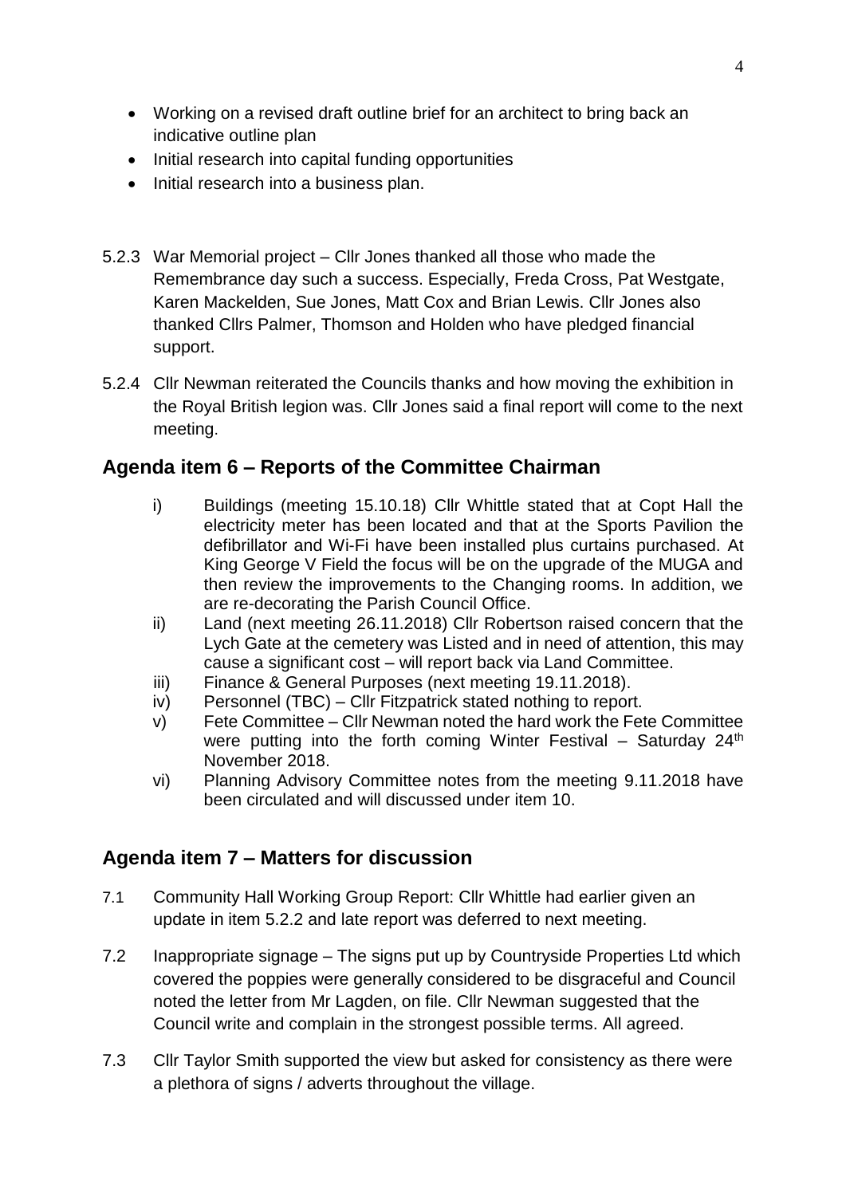- Working on a revised draft outline brief for an architect to bring back an indicative outline plan
- Initial research into capital funding opportunities
- Initial research into a business plan.

5.2.3 War Memorial project – Cllr Jones thanked all those who made the Remembrance day such a success. Especially, Freda Cross, Pat Westgate, Karen Mackelden, Sue Jones, Matt Cox and Brian Lewis. Cllr Jones also thanked Cllrs Palmer, Thomson and Holden who have pledged financial support.

5.2.4 Cllr Newman reiterated the Councils thanks and how moving the exhibition in the Royal British legion was. Cllr Jones said a final report will come to the next meeting.

## Agenda item 6 – Reports of the Committee Chairman

i) Buildings (meeting 15.10.18) Cllr Whittle stated that at Copt Hall the electricity meter has been located and that at the Sports Pavilion the defibrillator and Wi-Fi have been installed plus curtains purchased. At King George V Field the focus will be on the upgrade of the MUGA and then review the improvements to the Changing rooms. In addition, we are re-decorating the Parish Council Office.

ii) Land (next meeting 26.11.2018) Cllr Robertson raised concern that the Lych Gate at the cemetery was Listed and in need of attention, this may cause a significant cost – will report back via Land Committee.

iii) Finance & General Purposes (next meeting 19.11.2018).

iv) Personnel (TBC) – Cllr Fitzpatrick stated nothing to report.

v) Fete Committee – Cllr Newman noted the hard work the Fete Committee were putting into the forth coming Winter Festival – Saturday 24th November 2018.

vi) Planning Advisory Committee notes from the meeting 9.11.2018 have been circulated and will discussed under item 10.

## Agenda item 7 – Matters for discussion

7.1 Community Hall Working Group Report: Cllr Whittle had earlier given an update in item 5.2.2 and late report was deferred to next meeting.

7.2 Inappropriate signage – The signs put up by Countryside Properties Ltd which covered the poppies were generally considered to be disgraceful and Council noted the letter from Mr Lagden, on file. Cllr Newman suggested that the Council write and complain in the strongest possible terms. All agreed.

7.3 Cllr Taylor Smith supported the view but asked for consistency as there were a plethora of signs / adverts throughout the village.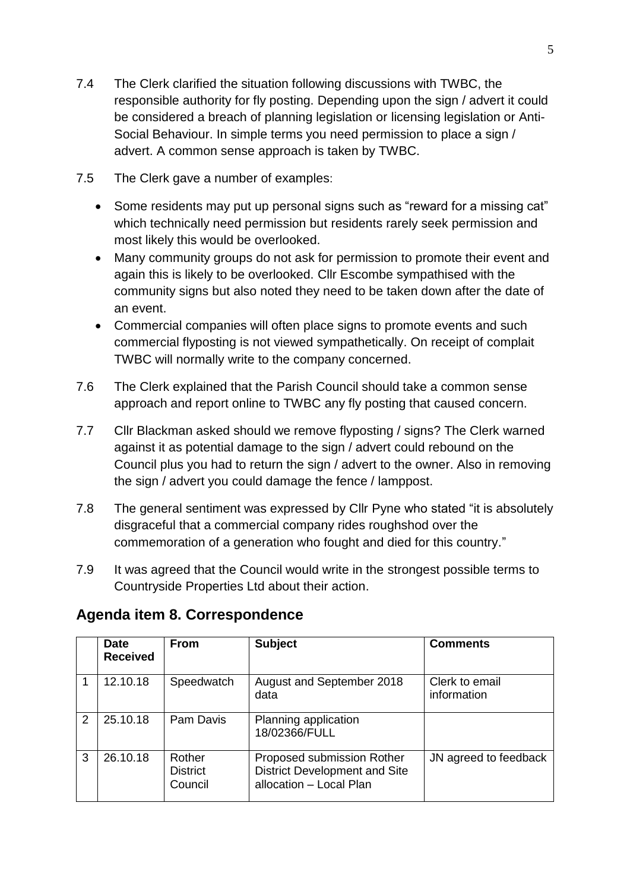7.4 The Clerk clarified the situation following discussions with TWBC, the responsible authority for fly posting. Depending upon the sign / advert it could be considered a breach of planning legislation or licensing legislation or Anti-Social Behaviour. In simple terms you need permission to place a sign / advert. A common sense approach is taken by TWBC.

7.5 The Clerk gave a number of examples:

- Some residents may put up personal signs such as "reward for a missing cat" which technically need permission but residents rarely seek permission and most likely this would be overlooked.
- Many community groups do not ask for permission to promote their event and again this is likely to be overlooked. Cllr Escombe sympathised with the community signs but also noted they need to be taken down after the date of an event.
- Commercial companies will often place signs to promote events and such commercial flyposting is not viewed sympathetically. On receipt of complait TWBC will normally write to the company concerned.

7.6 The Clerk explained that the Parish Council should take a common sense approach and report online to TWBC any fly posting that caused concern.

7.7 Cllr Blackman asked should we remove flyposting / signs? The Clerk warned against it as potential damage to the sign / advert could rebound on the Council plus you had to return the sign / advert to the owner. Also in removing the sign / advert you could damage the fence / lamppost.

7.8 The general sentiment was expressed by Cllr Pyne who stated "it is absolutely disgraceful that a commercial company rides roughshod over the commemoration of a generation who fought and died for this country."

7.9 It was agreed that the Council would write in the strongest possible terms to Countryside Properties Ltd about their action.

## Agenda item 8. Correspondence

| | Date Received | From | Subject | Comments |
|---|---|---|---|---|
| 1 | 12.10.18 | Speedwatch | August and September 2018 data | Clerk to email information |
| 2 | 25.10.18 | Pam Davis | Planning application 18/02366/FULL | |
| 3 | 26.10.18 | Rother District Council | Proposed submission Rother District Development and Site allocation – Local Plan | JN agreed to feedback |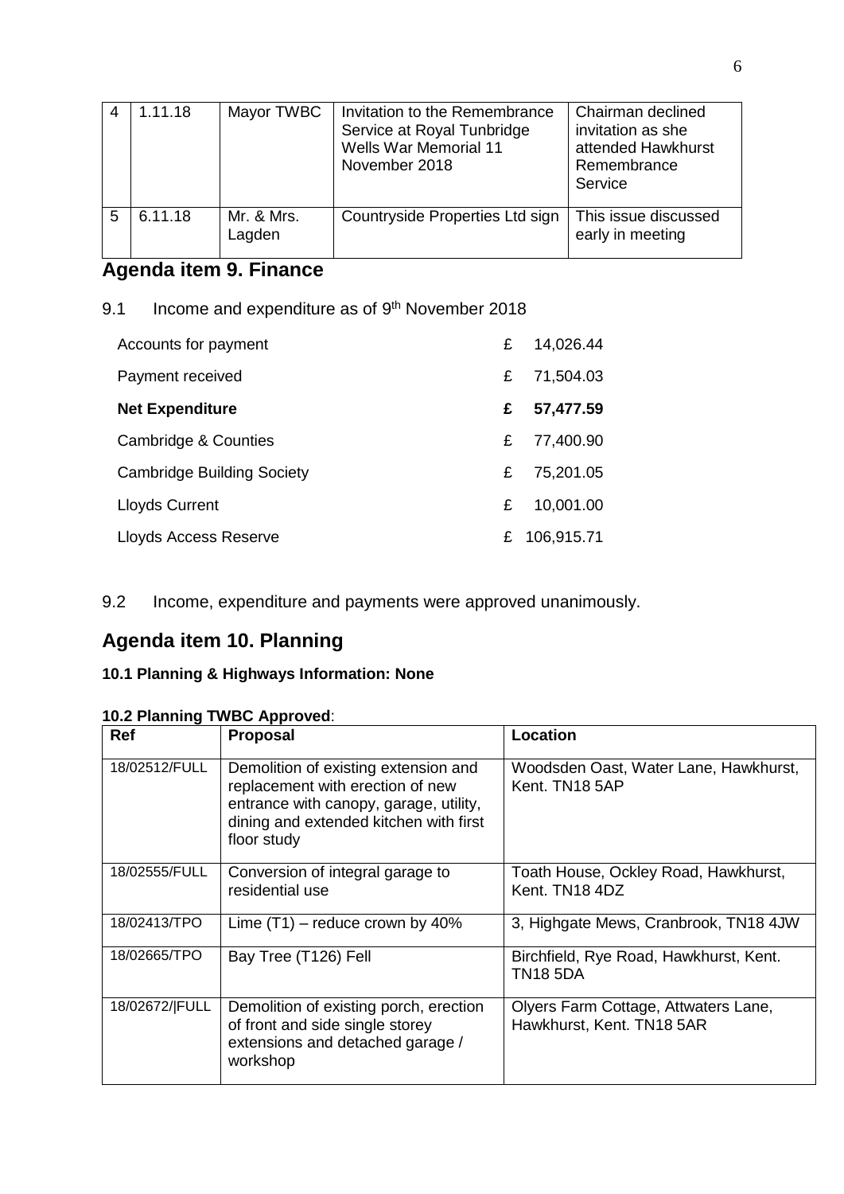| 4 | 1.11.18 | Mayor TWBC | Invitation to the Remembrance Service at Royal Tunbridge Wells War Memorial 11 November 2018 | Chairman declined invitation as she attended Hawkhurst Remembrance Service |
|---|---|---|---|---|
| 5 | 6.11.18 | Mr. & Mrs. Lagden | Countryside Properties Ltd sign | This issue discussed early in meeting |

## Agenda item 9. Finance

9.1 Income and expenditure as of 9th November 2018

| | | |
|---|---|---|
| Accounts for payment | £ | 14,026.44 |
| Payment received | £ | 71,504.03 |
| **Net Expenditure** | **£** | **57,477.59** |
| Cambridge & Counties | £ | 77,400.90 |
| Cambridge Building Society | £ | 75,201.05 |
| Lloyds Current | £ | 10,001.00 |
| Lloyds Access Reserve | £ | 106,915.71 |

9.2 Income, expenditure and payments were approved unanimously.

## Agenda item 10. Planning

**10.1 Planning & Highways Information: None**

**10.2 Planning TWBC Approved**:

| Ref | Proposal | Location |
|---|---|---|
| 18/02512/FULL | Demolition of existing extension and replacement with erection of new entrance with canopy, garage, utility, dining and extended kitchen with first floor study | Woodsden Oast, Water Lane, Hawkhurst, Kent. TN18 5AP |
| 18/02555/FULL | Conversion of integral garage to residential use | Toath House, Ockley Road, Hawkhurst, Kent. TN18 4DZ |
| 18/02413/TPO | Lime (T1) – reduce crown by 40% | 3, Highgate Mews, Cranbrook, TN18 4JW |
| 18/02665/TPO | Bay Tree (T126) Fell | Birchfield, Rye Road, Hawkhurst, Kent. TN18 5DA |
| 18/02672/\|FULL | Demolition of existing porch, erection of front and side single storey extensions and detached garage / workshop | Olyers Farm Cottage, Attwaters Lane, Hawkhurst, Kent. TN18 5AR |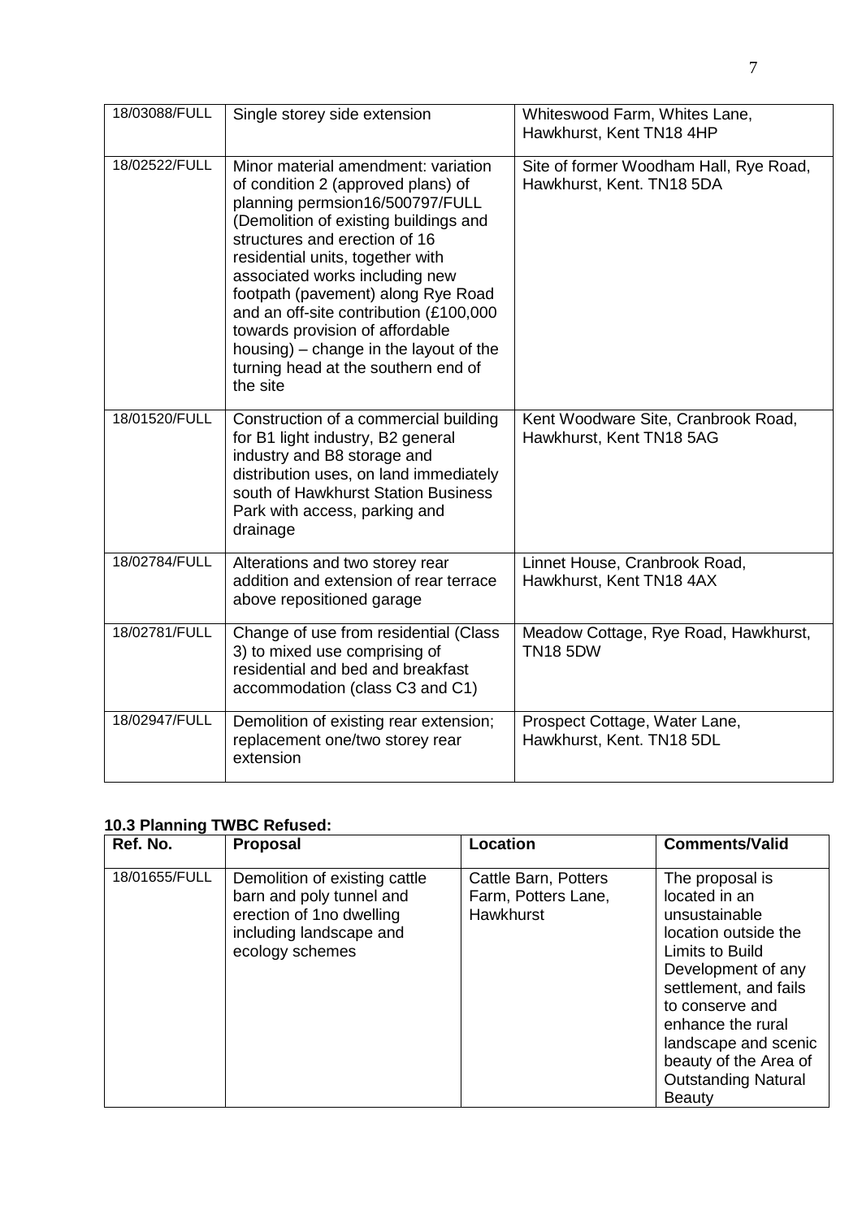| | | |
|---|---|---|
| 18/03088/FULL | Single storey side extension | Whiteswood Farm, Whites Lane, Hawkhurst, Kent TN18 4HP |
| 18/02522/FULL | Minor material amendment: variation of condition 2 (approved plans) of planning permsion16/500797/FULL (Demolition of existing buildings and structures and erection of 16 residential units, together with associated works including new footpath (pavement) along Rye Road and an off-site contribution (£100,000 towards provision of affordable housing) – change in the layout of the turning head at the southern end of the site | Site of former Woodham Hall, Rye Road, Hawkhurst, Kent. TN18 5DA |
| 18/01520/FULL | Construction of a commercial building for B1 light industry, B2 general industry and B8 storage and distribution uses, on land immediately south of Hawkhurst Station Business Park with access, parking and drainage | Kent Woodware Site, Cranbrook Road, Hawkhurst, Kent TN18 5AG |
| 18/02784/FULL | Alterations and two storey rear addition and extension of rear terrace above repositioned garage | Linnet House, Cranbrook Road, Hawkhurst, Kent TN18 4AX |
| 18/02781/FULL | Change of use from residential (Class 3) to mixed use comprising of residential and bed and breakfast accommodation (class C3 and C1) | Meadow Cottage, Rye Road, Hawkhurst, TN18 5DW |
| 18/02947/FULL | Demolition of existing rear extension; replacement one/two storey rear extension | Prospect Cottage, Water Lane, Hawkhurst, Kent. TN18 5DL |

**10.3 Planning TWBC Refused:**

| Ref. No. | Proposal | Location | Comments/Valid |
|---|---|---|---|
| 18/01655/FULL | Demolition of existing cattle barn and poly tunnel and erection of 1no dwelling including landscape and ecology schemes | Cattle Barn, Potters Farm, Potters Lane, Hawkhurst | The proposal is located in an unsustainable location outside the Limits to Build Development of any settlement, and fails to conserve and enhance the rural landscape and scenic beauty of the Area of Outstanding Natural Beauty |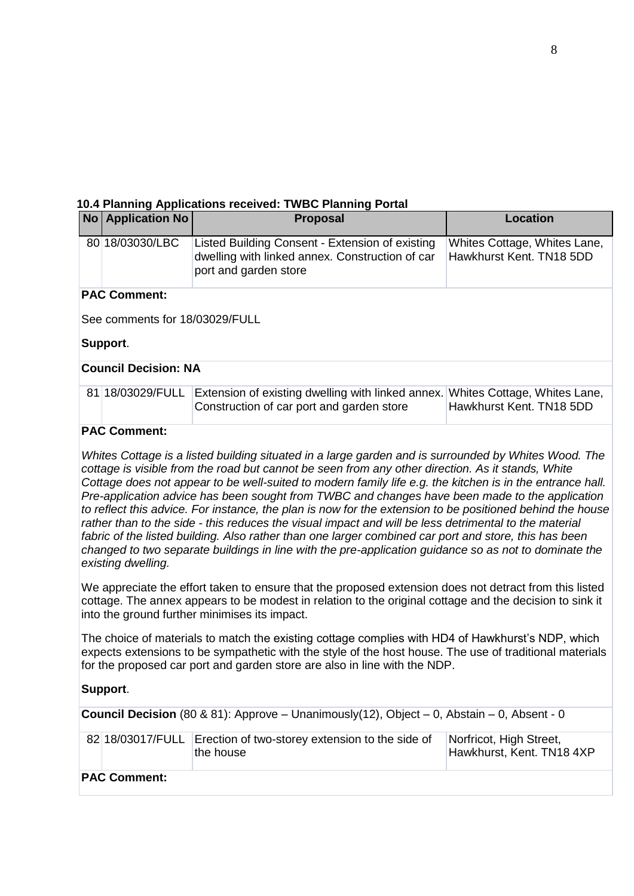**10.4 Planning Applications received: TWBC Planning Portal**

| No | Application No | Proposal | Location |
|---|---|---|---|
| 80 | 18/03030/LBC | Listed Building Consent - Extension of existing dwelling with linked annex. Construction of car port and garden store | Whites Cottage, Whites Lane, Hawkhurst Kent. TN18 5DD |

**PAC Comment:**

See comments for 18/03029/FULL

**Support**.

**Council Decision: NA**

| No | Application No | Proposal | Location |
|---|---|---|---|
| 81 | 18/03029/FULL | Extension of existing dwelling with linked annex. Construction of car port and garden store | Whites Cottage, Whites Lane, Hawkhurst Kent. TN18 5DD |

**PAC Comment:**

*Whites Cottage is a listed building situated in a large garden and is surrounded by Whites Wood. The cottage is visible from the road but cannot be seen from any other direction. As it stands, White Cottage does not appear to be well-suited to modern family life e.g. the kitchen is in the entrance hall. Pre-application advice has been sought from TWBC and changes have been made to the application to reflect this advice. For instance, the plan is now for the extension to be positioned behind the house rather than to the side - this reduces the visual impact and will be less detrimental to the material fabric of the listed building. Also rather than one larger combined car port and store, this has been changed to two separate buildings in line with the pre-application guidance so as not to dominate the existing dwelling.*

We appreciate the effort taken to ensure that the proposed extension does not detract from this listed cottage. The annex appears to be modest in relation to the original cottage and the decision to sink it into the ground further minimises its impact.

The choice of materials to match the existing cottage complies with HD4 of Hawkhurst's NDP, which expects extensions to be sympathetic with the style of the host house. The use of traditional materials for the proposed car port and garden store are also in line with the NDP.

**Support**.

**Council Decision** (80 & 81): Approve – Unanimously(12), Object – 0, Abstain – 0, Absent - 0

| No | Application No | Proposal | Location |
|---|---|---|---|
| 82 | 18/03017/FULL | Erection of two-storey extension to the side of the house | Norfricot, High Street, Hawkhurst, Kent. TN18 4XP |

**PAC Comment:**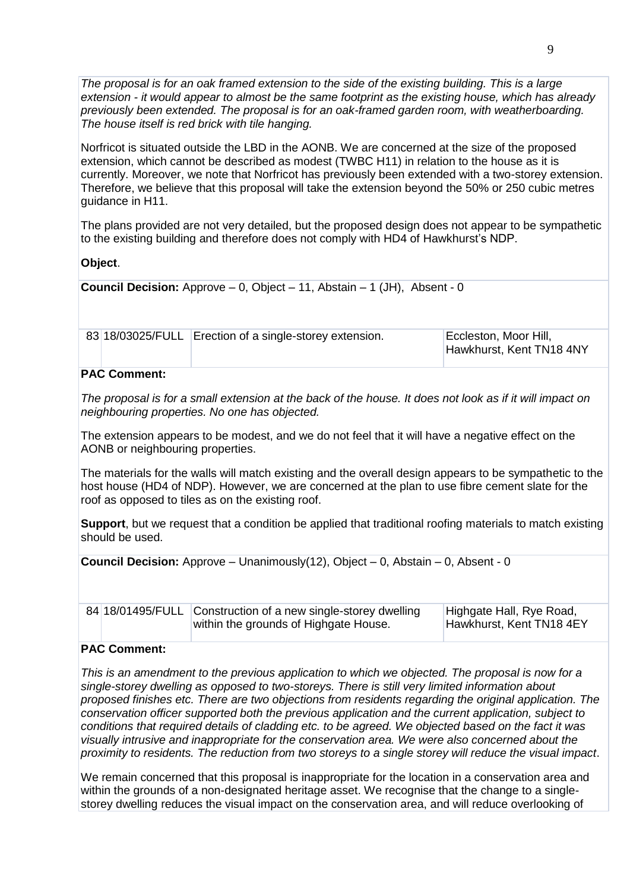*The proposal is for an oak framed extension to the side of the existing building. This is a large extension - it would appear to almost be the same footprint as the existing house, which has already previously been extended. The proposal is for an oak-framed garden room, with weatherboarding. The house itself is red brick with tile hanging.*

Norfricot is situated outside the LBD in the AONB. We are concerned at the size of the proposed extension, which cannot be described as modest (TWBC H11) in relation to the house as it is currently. Moreover, we note that Norfricot has previously been extended with a two-storey extension. Therefore, we believe that this proposal will take the extension beyond the 50% or 250 cubic metres guidance in H11.

The plans provided are not very detailed, but the proposed design does not appear to be sympathetic to the existing building and therefore does not comply with HD4 of Hawkhurst's NDP.

**Object**.

**Council Decision:** Approve – 0, Object – 11, Abstain – 1 (JH), Absent - 0

| 83 | 18/03025/FULL | Erection of a single-storey extension. | Eccleston, Moor Hill, Hawkhurst, Kent TN18 4NY |
|---|---|---|---|

**PAC Comment:**

*The proposal is for a small extension at the back of the house. It does not look as if it will impact on neighbouring properties. No one has objected.*

The extension appears to be modest, and we do not feel that it will have a negative effect on the AONB or neighbouring properties.

The materials for the walls will match existing and the overall design appears to be sympathetic to the host house (HD4 of NDP). However, we are concerned at the plan to use fibre cement slate for the roof as opposed to tiles as on the existing roof.

**Support**, but we request that a condition be applied that traditional roofing materials to match existing should be used.

**Council Decision:** Approve – Unanimously(12), Object – 0, Abstain – 0, Absent - 0

| 84 | 18/01495/FULL | Construction of a new single-storey dwelling within the grounds of Highgate House. | Highgate Hall, Rye Road, Hawkhurst, Kent TN18 4EY |
|---|---|---|---|

**PAC Comment:**

*This is an amendment to the previous application to which we objected. The proposal is now for a single-storey dwelling as opposed to two-storeys. There is still very limited information about proposed finishes etc. There are two objections from residents regarding the original application. The conservation officer supported both the previous application and the current application, subject to conditions that required details of cladding etc. to be agreed. We objected based on the fact it was visually intrusive and inappropriate for the conservation area. We were also concerned about the proximity to residents. The reduction from two storeys to a single storey will reduce the visual impact*.

We remain concerned that this proposal is inappropriate for the location in a conservation area and within the grounds of a non-designated heritage asset. We recognise that the change to a single-storey dwelling reduces the visual impact on the conservation area, and will reduce overlooking of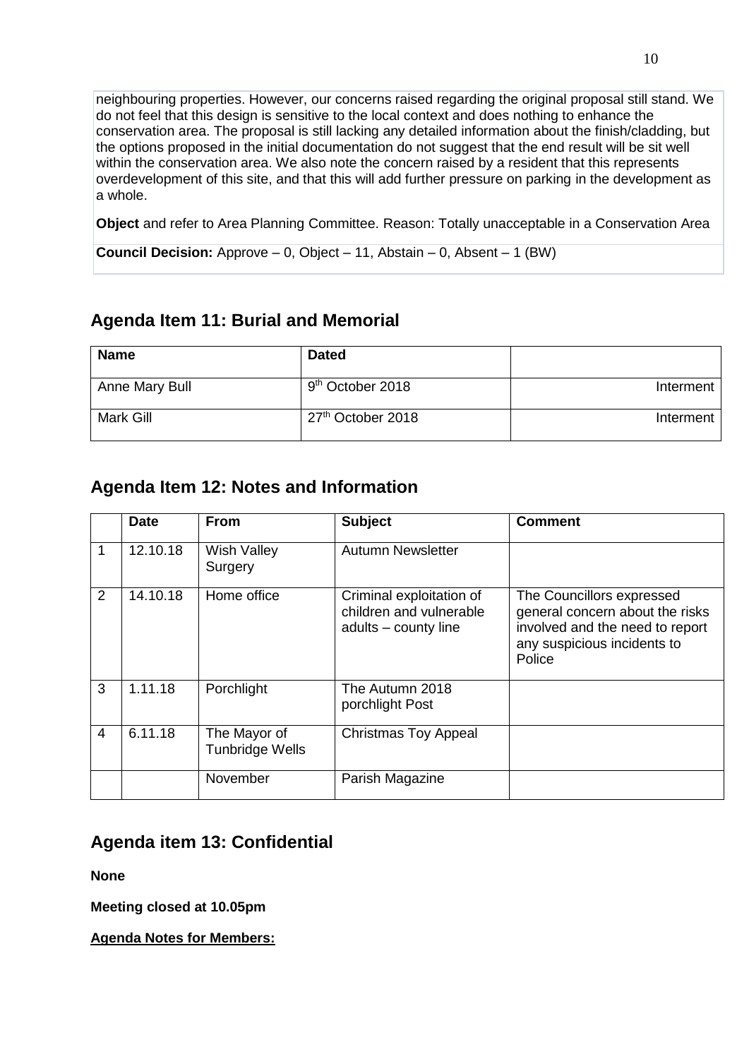neighbouring properties. However, our concerns raised regarding the original proposal still stand. We do not feel that this design is sensitive to the local context and does nothing to enhance the conservation area. The proposal is still lacking any detailed information about the finish/cladding, but the options proposed in the initial documentation do not suggest that the end result will be sit well within the conservation area. We also note the concern raised by a resident that this represents overdevelopment of this site, and that this will add further pressure on parking in the development as a whole.

**Object** and refer to Area Planning Committee. Reason: Totally unacceptable in a Conservation Area

**Council Decision:** Approve – 0, Object – 11, Abstain – 0, Absent – 1 (BW)

## Agenda Item 11: Burial and Memorial

| Name | Dated | |
|---|---|---|
| Anne Mary Bull | 9th October 2018 | Interment |
| Mark Gill | 27th October 2018 | Interment |

## Agenda Item 12: Notes and Information

| | Date | From | Subject | Comment |
|---|---|---|---|---|
| 1 | 12.10.18 | Wish Valley Surgery | Autumn Newsletter | |
| 2 | 14.10.18 | Home office | Criminal exploitation of children and vulnerable adults – county line | The Councillors expressed general concern about the risks involved and the need to report any suspicious incidents to Police |
| 3 | 1.11.18 | Porchlight | The Autumn 2018 porchlight Post | |
| 4 | 6.11.18 | The Mayor of Tunbridge Wells | Christmas Toy Appeal | |
| | | November | Parish Magazine | |

## Agenda item 13: Confidential

**None**

**Meeting closed at 10.05pm**

**Agenda Notes for Members:**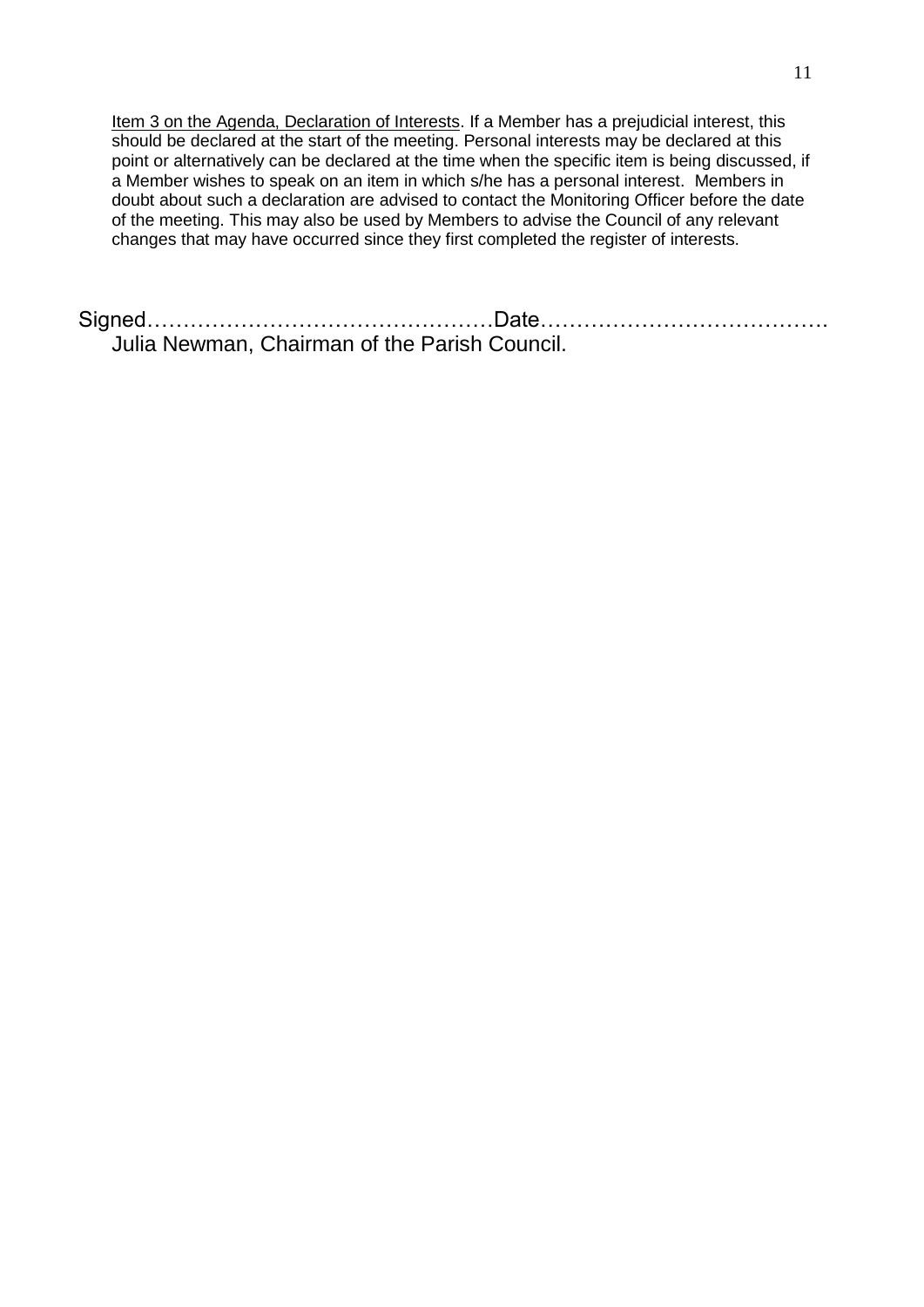<u>Item 3 on the Agenda, Declaration of Interests</u>. If a Member has a prejudicial interest, this should be declared at the start of the meeting. Personal interests may be declared at this point or alternatively can be declared at the time when the specific item is being discussed, if a Member wishes to speak on an item in which s/he has a personal interest. Members in doubt about such a declaration are advised to contact the Monitoring Officer before the date of the meeting. This may also be used by Members to advise the Council of any relevant changes that may have occurred since they first completed the register of interests.

Signed…………………………………………Date………………………………….
Julia Newman, Chairman of the Parish Council.